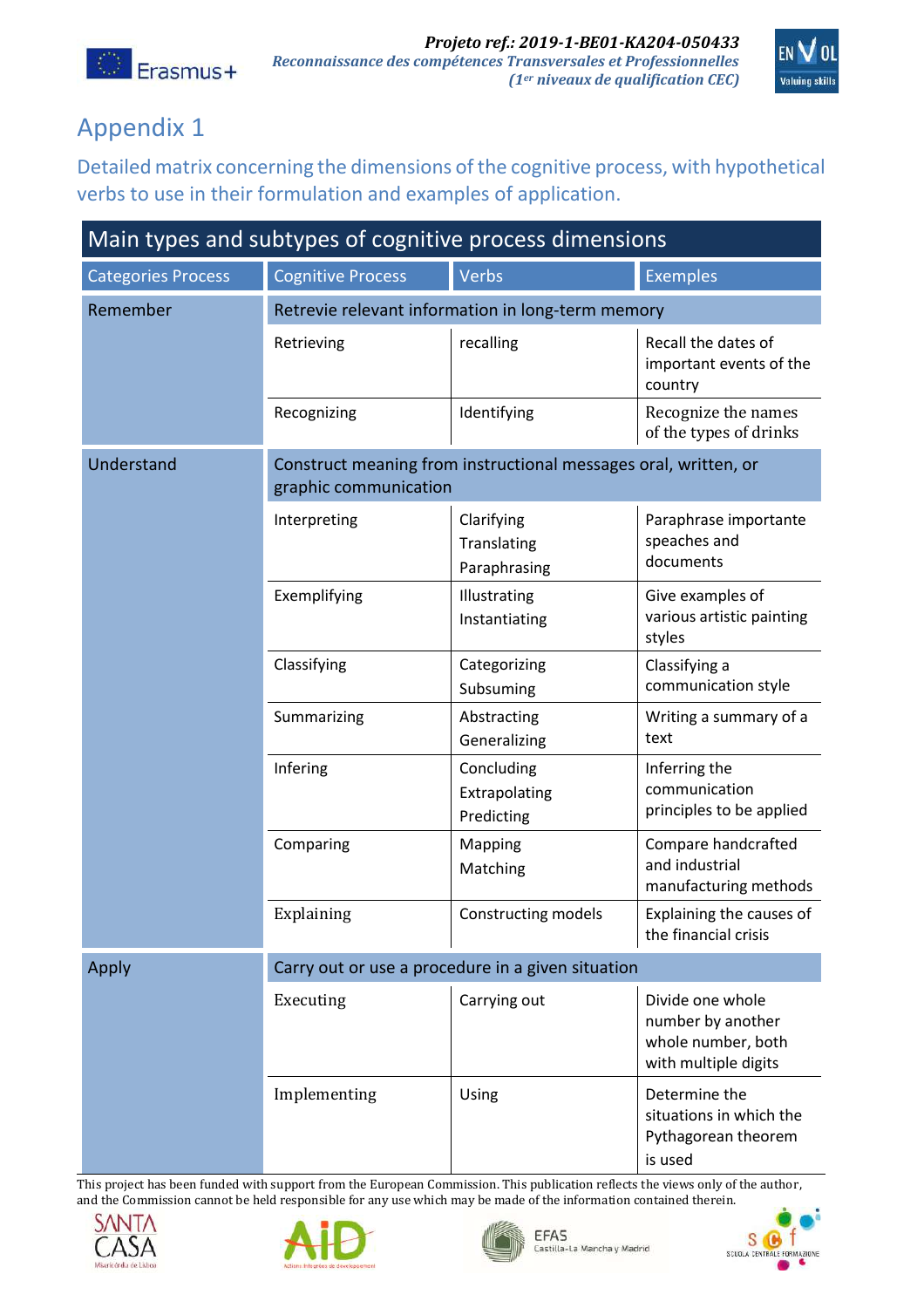# Appendix 1

## Detailed matrix concerning the dimensions of the cognitive process, with hypothetical verbs to use in their formulation and examples of application.

| Main types and subtypes of cognitive process dimensions | | | |
|---|---|---|---|
| **Categories Process** | **Cognitive Process** | **Verbs** | **Exemples** |
| Remember | Retrevie relevant information in long-term memory | | |
| | Retrieving | recalling | Recall the dates of important events of the country |
| | Recognizing | Identifying | Recognize the names of the types of drinks |
| Understand | Construct meaning from instructional messages oral, written, or graphic communication | | |
| | Interpreting | Clarifying Translating Paraphrasing | Paraphrase importante speaches and documents |
| | Exemplifying | Illustrating Instantiating | Give examples of various artistic painting styles |
| | Classifying | Categorizing Subsuming | Classifying a communication style |
| | Summarizing | Abstracting Generalizing | Writing a summary of a text |
| | Infering | Concluding Extrapolating Predicting | Inferring the communication principles to be applied |
| | Comparing | Mapping Matching | Compare handcrafted and industrial manufacturing methods |
| | Explaining | Constructing models | Explaining the causes of the financial crisis |
| Apply | Carry out or use a procedure in a given situation | | |
| | Executing | Carrying out | Divide one whole number by another whole number, both with multiple digits |
| | Implementing | Using | Determine the situations in which the Pythagorean theorem is used |

This project has been funded with support from the European Commission. This publication reflects the views only of the author, and the Commission cannot be held responsible for any use which may be made of the information contained therein.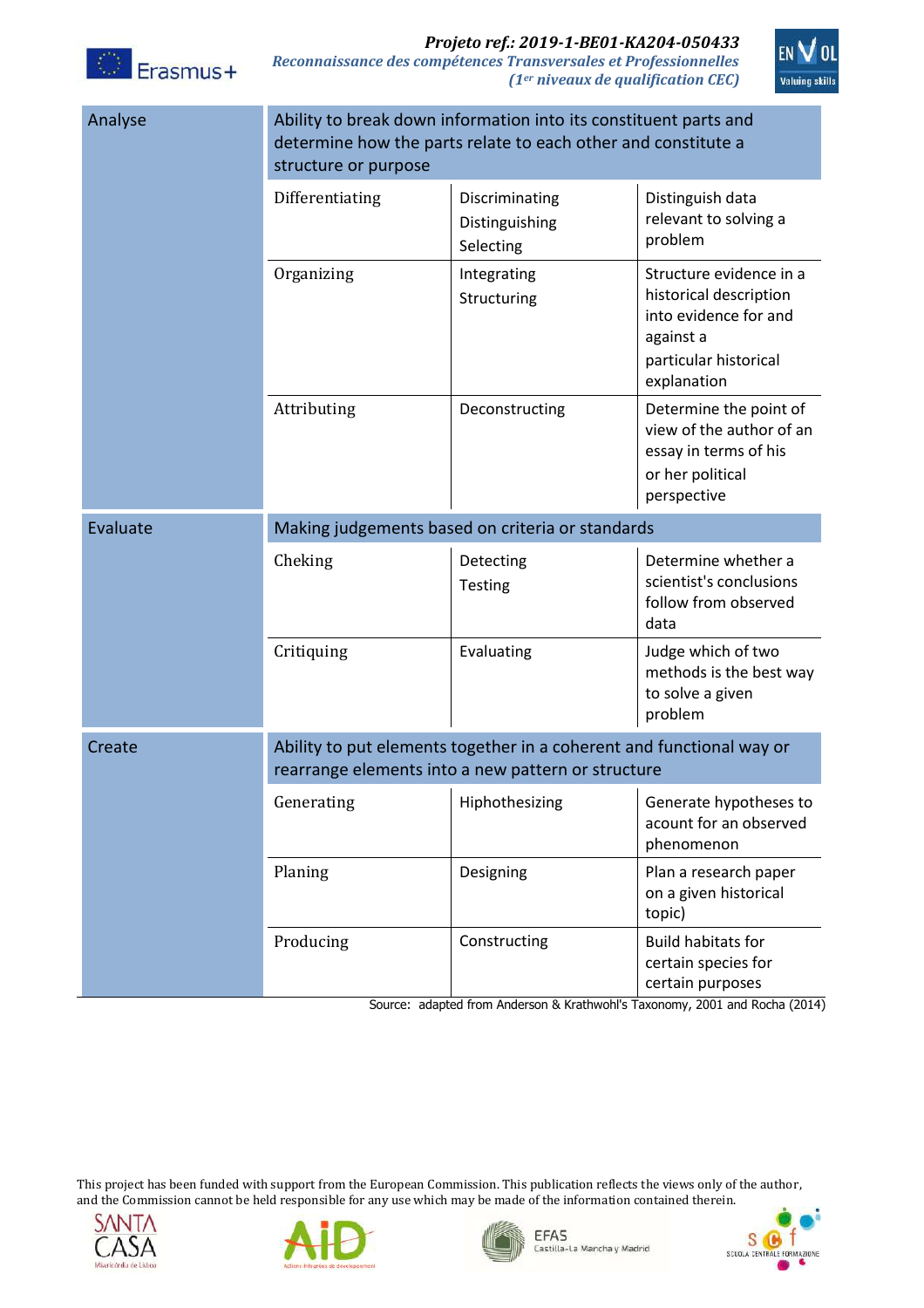| | | | |
|---|---|---|---|
| Analyse | Ability to break down information into its constituent parts and determine how the parts relate to each other and constitute a structure or purpose | | |
| | Differentiating | Discriminating Distinguishing Selecting | Distinguish data relevant to solving a problem |
| | Organizing | Integrating Structuring | Structure evidence in a historical description into evidence for and against a particular historical explanation |
| | Attributing | Deconstructing | Determine the point of view of the author of an essay in terms of his or her political perspective |
| Evaluate | Making judgements based on criteria or standards | | |
| | Cheking | Detecting Testing | Determine whether a scientist's conclusions follow from observed data |
| | Critiquing | Evaluating | Judge which of two methods is the best way to solve a given problem |
| Create | Ability to put elements together in a coherent and functional way or rearrange elements into a new pattern or structure | | |
| | Generating | Hiphothesizing | Generate hypotheses to acount for an observed phenomenon |
| | Planing | Designing | Plan a research paper on a given historical topic) |
| | Producing | Constructing | Build habitats for certain species for certain purposes |

Source: adapted from Anderson & Krathwohl's Taxonomy, 2001 and Rocha (2014)